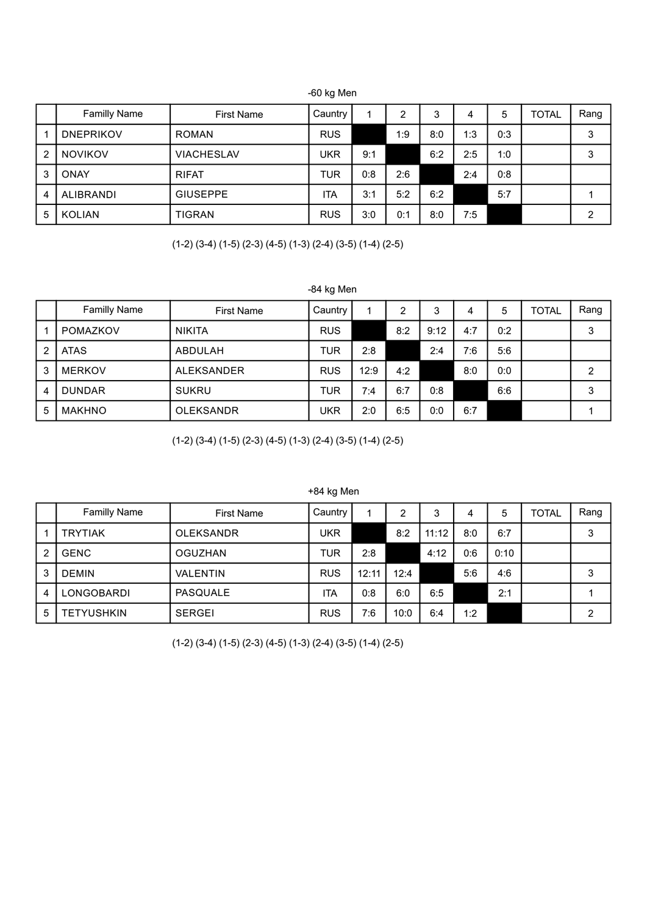-60 kg Men

| | Familly Name | First Name | Cauntry | 1 | 2 | 3 | 4 | 5 | TOTAL | Rang |
|---|---|---|---|---|---|---|---|---|---|---|
| 1 | DNEPRIKOV | ROMAN | RUS | | 1:9 | 8:0 | 1:3 | 0:3 | | 3 |
| 2 | NOVIKOV | VIACHESLAV | UKR | 9:1 | | 6:2 | 2:5 | 1:0 | | 3 |
| 3 | ONAY | RIFAT | TUR | 0:8 | 2:6 | | 2:4 | 0:8 | | |
| 4 | ALIBRANDI | GIUSEPPE | ITA | 3:1 | 5:2 | 6:2 | | 5:7 | | 1 |
| 5 | KOLIAN | TIGRAN | RUS | 3:0 | 0:1 | 8:0 | 7:5 | | | 2 |

(1-2) (3-4) (1-5) (2-3) (4-5) (1-3) (2-4) (3-5) (1-4) (2-5)

-84 kg Men

| | Familly Name | First Name | Cauntry | 1 | 2 | 3 | 4 | 5 | TOTAL | Rang |
|---|---|---|---|---|---|---|---|---|---|---|
| 1 | POMAZKOV | NIKITA | RUS | | 8:2 | 9:12 | 4:7 | 0:2 | | 3 |
| 2 | ATAS | ABDULAH | TUR | 2:8 | | 2:4 | 7:6 | 5:6 | | |
| 3 | MERKOV | ALEKSANDER | RUS | 12:9 | 4:2 | | 8:0 | 0:0 | | 2 |
| 4 | DUNDAR | SUKRU | TUR | 7:4 | 6:7 | 0:8 | | 6:6 | | 3 |
| 5 | MAKHNO | OLEKSANDR | UKR | 2:0 | 6:5 | 0:0 | 6:7 | | | 1 |

(1-2) (3-4) (1-5) (2-3) (4-5) (1-3) (2-4) (3-5) (1-4) (2-5)

+84 kg Men

| | Familly Name | First Name | Cauntry | 1 | 2 | 3 | 4 | 5 | TOTAL | Rang |
|---|---|---|---|---|---|---|---|---|---|---|
| 1 | TRYTIAK | OLEKSANDR | UKR | | 8:2 | 11:12 | 8:0 | 6:7 | | 3 |
| 2 | GENC | OGUZHAN | TUR | 2:8 | | 4:12 | 0:6 | 0:10 | | |
| 3 | DEMIN | VALENTIN | RUS | 12:11 | 12:4 | | 5:6 | 4:6 | | 3 |
| 4 | LONGOBARDI | PASQUALE | ITA | 0:8 | 6:0 | 6:5 | | 2:1 | | 1 |
| 5 | TETYUSHKIN | SERGEI | RUS | 7:6 | 10:0 | 6:4 | 1:2 | | | 2 |

(1-2) (3-4) (1-5) (2-3) (4-5) (1-3) (2-4) (3-5) (1-4) (2-5)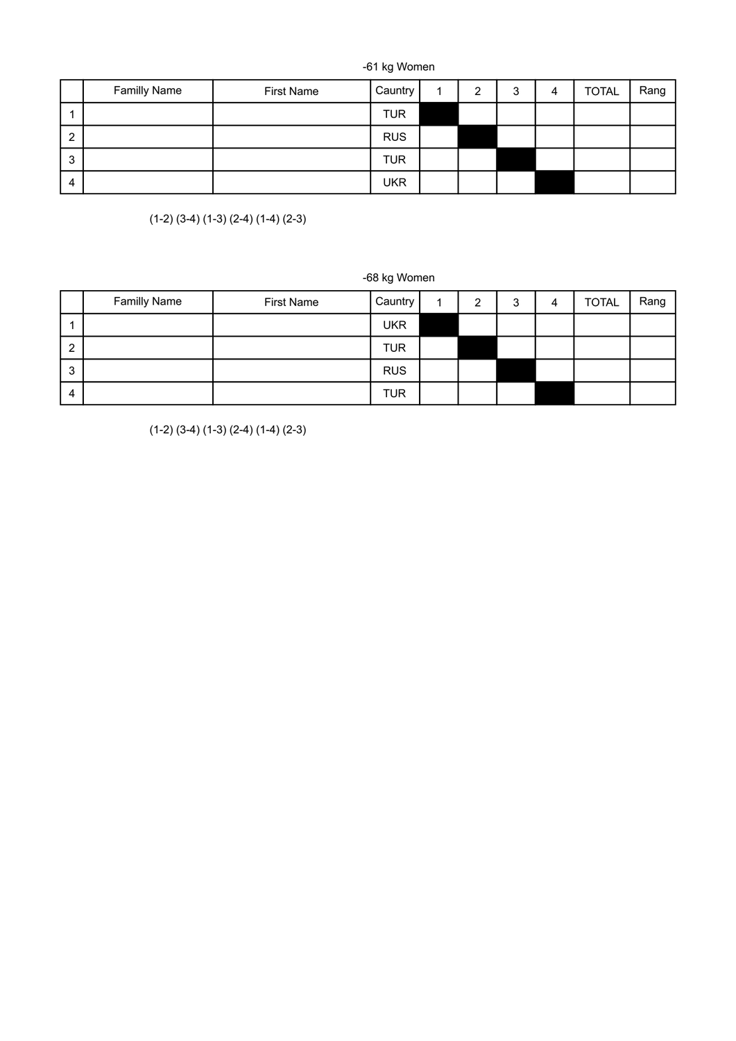-61 kg Women

| | Familly Name | First Name | Cauntry | 1 | 2 | 3 | 4 | TOTAL | Rang |
|---|---|---|---|---|---|---|---|---|---|
| 1 | | | TUR | | | | | | |
| 2 | | | RUS | | | | | | |
| 3 | | | TUR | | | | | | |
| 4 | | | UKR | | | | | | |

(1-2) (3-4) (1-3) (2-4) (1-4) (2-3)

-68 kg Women

| | Familly Name | First Name | Cauntry | 1 | 2 | 3 | 4 | TOTAL | Rang |
|---|---|---|---|---|---|---|---|---|---|
| 1 | | | UKR | | | | | | |
| 2 | | | TUR | | | | | | |
| 3 | | | RUS | | | | | | |
| 4 | | | TUR | | | | | | |

(1-2) (3-4) (1-3) (2-4) (1-4) (2-3)